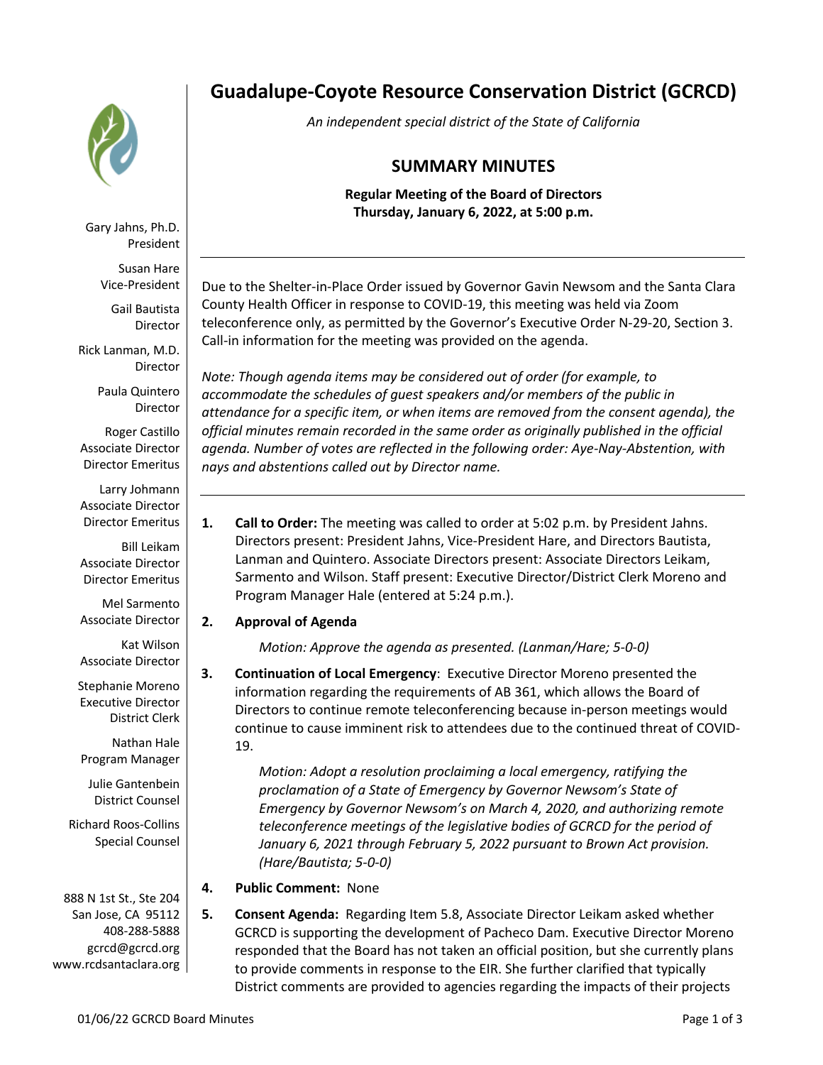# Guadalupe-Coyote Resource Conservation District (GCRCD)

*An independent special district of the State of California*

## SUMMARY MINUTES

**Regular Meeting of the Board of Directors**
**Thursday, January 6, 2022, at 5:00 p.m.**

Gary Jahns, Ph.D.
President

Susan Hare
Vice-President

Gail Bautista
Director

Rick Lanman, M.D.
Director

Paula Quintero
Director

Roger Castillo
Associate Director
Director Emeritus

Larry Johmann
Associate Director
Director Emeritus

Bill Leikam
Associate Director
Director Emeritus

Mel Sarmento
Associate Director

Kat Wilson
Associate Director

Stephanie Moreno
Executive Director
District Clerk

Nathan Hale
Program Manager

Julie Gantenbein
District Counsel

Richard Roos-Collins
Special Counsel

888 N 1st St., Ste 204
San Jose, CA 95112
408-288-5888
gcrcd@gcrcd.org
www.rcdsantaclara.org

---

Due to the Shelter-in-Place Order issued by Governor Gavin Newsom and the Santa Clara County Health Officer in response to COVID-19, this meeting was held via Zoom teleconference only, as permitted by the Governor's Executive Order N-29-20, Section 3. Call-in information for the meeting was provided on the agenda.

*Note: Though agenda items may be considered out of order (for example, to accommodate the schedules of guest speakers and/or members of the public in attendance for a specific item, or when items are removed from the consent agenda), the official minutes remain recorded in the same order as originally published in the official agenda. Number of votes are reflected in the following order: Aye-Nay-Abstention, with nays and abstentions called out by Director name.*

---

1. **Call to Order:** The meeting was called to order at 5:02 p.m. by President Jahns. Directors present: President Jahns, Vice-President Hare, and Directors Bautista, Lanman and Quintero. Associate Directors present: Associate Directors Leikam, Sarmento and Wilson. Staff present: Executive Director/District Clerk Moreno and Program Manager Hale (entered at 5:24 p.m.).

2. **Approval of Agenda**

   *Motion: Approve the agenda as presented. (Lanman/Hare; 5-0-0)*

3. **Continuation of Local Emergency**: Executive Director Moreno presented the information regarding the requirements of AB 361, which allows the Board of Directors to continue remote teleconferencing because in-person meetings would continue to cause imminent risk to attendees due to the continued threat of COVID-19.

   *Motion: Adopt a resolution proclaiming a local emergency, ratifying the proclamation of a State of Emergency by Governor Newsom's State of Emergency by Governor Newsom's on March 4, 2020, and authorizing remote teleconference meetings of the legislative bodies of GCRCD for the period of January 6, 2021 through February 5, 2022 pursuant to Brown Act provision. (Hare/Bautista; 5-0-0)*

4. **Public Comment:** None

5. **Consent Agenda:** Regarding Item 5.8, Associate Director Leikam asked whether GCRCD is supporting the development of Pacheco Dam. Executive Director Moreno responded that the Board has not taken an official position, but she currently plans to provide comments in response to the EIR. She further clarified that typically District comments are provided to agencies regarding the impacts of their projects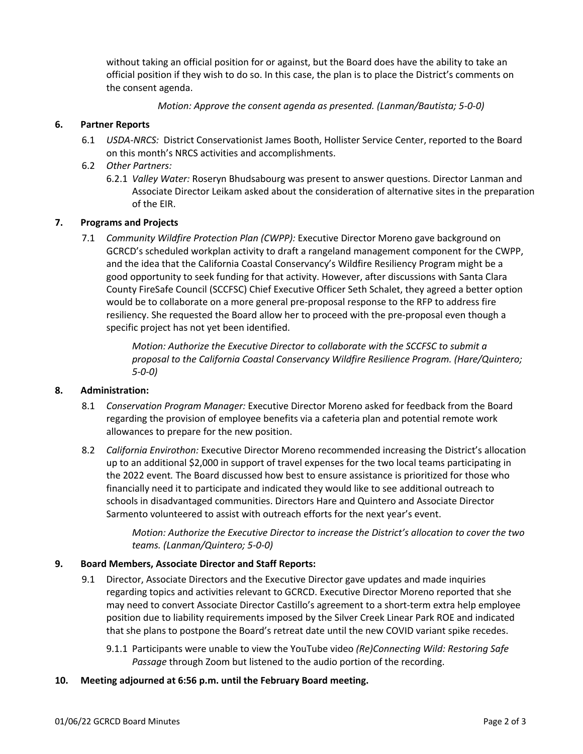without taking an official position for or against, but the Board does have the ability to take an official position if they wish to do so. In this case, the plan is to place the District's comments on the consent agenda.

*Motion: Approve the consent agenda as presented. (Lanman/Bautista; 5-0-0)*

**6. Partner Reports**

6.1 *USDA-NRCS:* District Conservationist James Booth, Hollister Service Center, reported to the Board on this month's NRCS activities and accomplishments.

6.2 *Other Partners:*

6.2.1 *Valley Water:* Roseryn Bhudsabourg was present to answer questions. Director Lanman and Associate Director Leikam asked about the consideration of alternative sites in the preparation of the EIR.

**7. Programs and Projects**

7.1 *Community Wildfire Protection Plan (CWPP):* Executive Director Moreno gave background on GCRCD's scheduled workplan activity to draft a rangeland management component for the CWPP, and the idea that the California Coastal Conservancy's Wildfire Resiliency Program might be a good opportunity to seek funding for that activity. However, after discussions with Santa Clara County FireSafe Council (SCCFSC) Chief Executive Officer Seth Schalet, they agreed a better option would be to collaborate on a more general pre-proposal response to the RFP to address fire resiliency. She requested the Board allow her to proceed with the pre-proposal even though a specific project has not yet been identified.

*Motion: Authorize the Executive Director to collaborate with the SCCFSC to submit a proposal to the California Coastal Conservancy Wildfire Resilience Program. (Hare/Quintero; 5-0-0)*

**8. Administration:**

8.1 *Conservation Program Manager:* Executive Director Moreno asked for feedback from the Board regarding the provision of employee benefits via a cafeteria plan and potential remote work allowances to prepare for the new position.

8.2 *California Envirothon:* Executive Director Moreno recommended increasing the District's allocation up to an additional $2,000 in support of travel expenses for the two local teams participating in the 2022 event*.* The Board discussed how best to ensure assistance is prioritized for those who financially need it to participate and indicated they would like to see additional outreach to schools in disadvantaged communities. Directors Hare and Quintero and Associate Director Sarmento volunteered to assist with outreach efforts for the next year's event.

*Motion: Authorize the Executive Director to increase the District's allocation to cover the two teams. (Lanman/Quintero; 5-0-0)*

**9. Board Members, Associate Director and Staff Reports:**

9.1 Director, Associate Directors and the Executive Director gave updates and made inquiries regarding topics and activities relevant to GCRCD. Executive Director Moreno reported that she may need to convert Associate Director Castillo's agreement to a short-term extra help employee position due to liability requirements imposed by the Silver Creek Linear Park ROE and indicated that she plans to postpone the Board's retreat date until the new COVID variant spike recedes.

9.1.1 Participants were unable to view the YouTube video *(Re)Connecting Wild: Restoring Safe Passage* through Zoom but listened to the audio portion of the recording.

**10. Meeting adjourned at 6:56 p.m. until the February Board meeting.**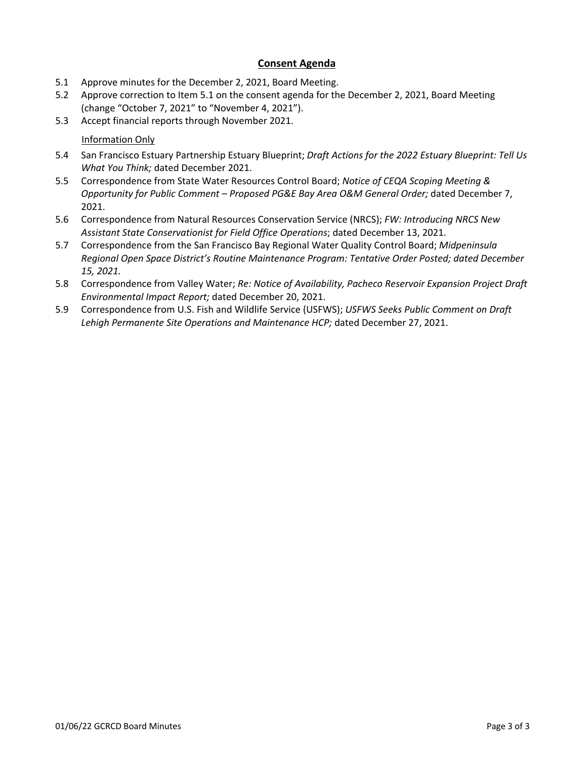## **Consent Agenda**

5.1 Approve minutes for the December 2, 2021, Board Meeting.

5.2 Approve correction to Item 5.1 on the consent agenda for the December 2, 2021, Board Meeting (change "October 7, 2021" to "November 4, 2021").

5.3 Accept financial reports through November 2021.

<u>Information Only</u>

5.4 San Francisco Estuary Partnership Estuary Blueprint; *Draft Actions for the 2022 Estuary Blueprint: Tell Us What You Think;* dated December 2021.

5.5 Correspondence from State Water Resources Control Board; *Notice of CEQA Scoping Meeting & Opportunity for Public Comment – Proposed PG&E Bay Area O&M General Order;* dated December 7, 2021.

5.6 Correspondence from Natural Resources Conservation Service (NRCS); *FW: Introducing NRCS New Assistant State Conservationist for Field Office Operations*; dated December 13, 2021.

5.7 Correspondence from the San Francisco Bay Regional Water Quality Control Board; *Midpeninsula Regional Open Space District's Routine Maintenance Program: Tentative Order Posted; dated December 15, 2021.*

5.8 Correspondence from Valley Water; *Re: Notice of Availability, Pacheco Reservoir Expansion Project Draft Environmental Impact Report;* dated December 20, 2021.

5.9 Correspondence from U.S. Fish and Wildlife Service (USFWS); *USFWS Seeks Public Comment on Draft Lehigh Permanente Site Operations and Maintenance HCP;* dated December 27, 2021.